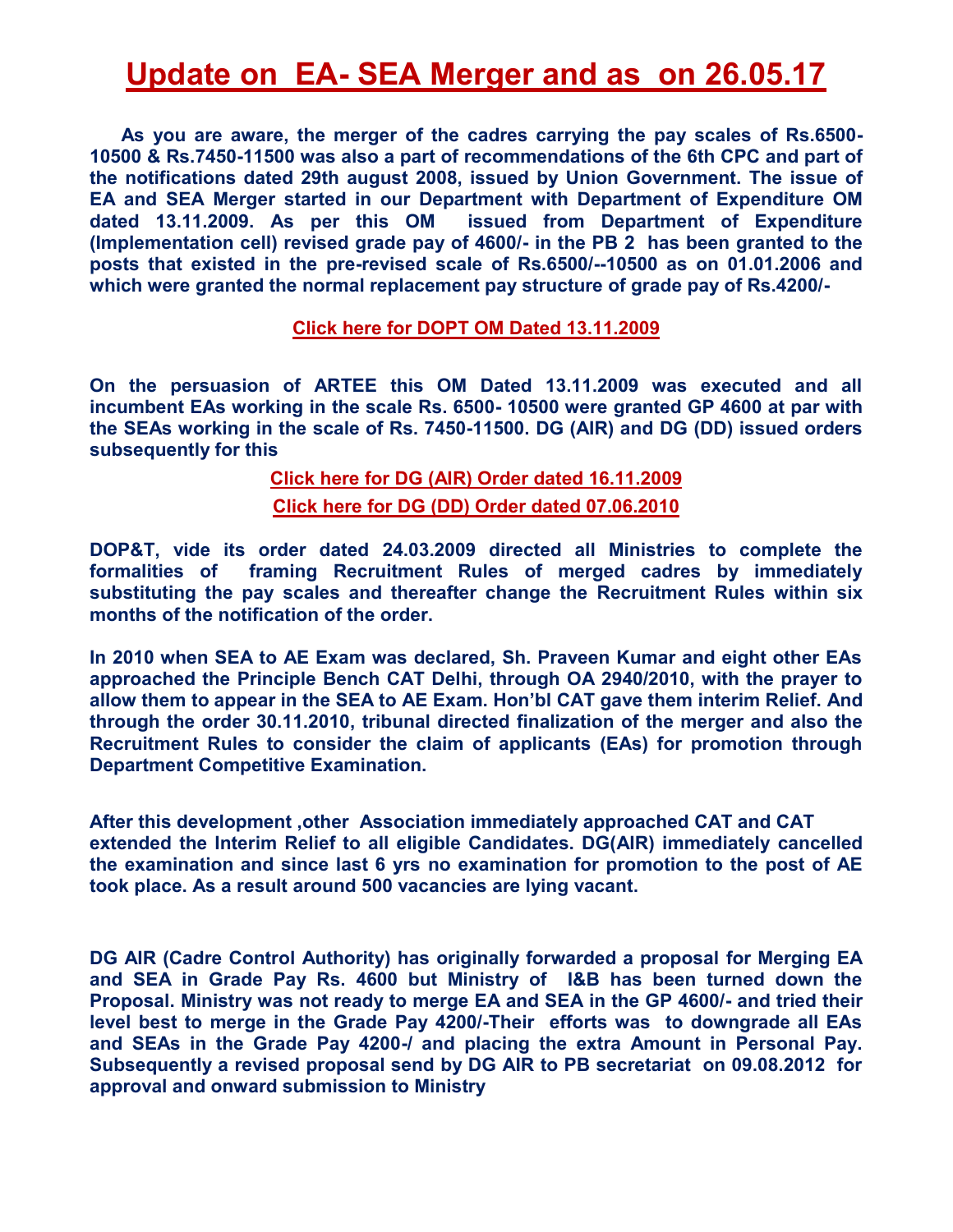# Update on EA- SEA Merger and as on 26.05.17

**As you are aware, the merger of the cadres carrying the pay scales of Rs.6500-10500 & Rs.7450-11500 was also a part of recommendations of the 6th CPC and part of the notifications dated 29th august 2008, issued by Union Government. The issue of EA and SEA Merger started in our Department with Department of Expenditure OM dated 13.11.2009. As per this OM issued from Department of Expenditure (Implementation cell) revised grade pay of 4600/- in the PB 2 has been granted to the posts that existed in the pre-revised scale of Rs.6500/--10500 as on 01.01.2006 and which were granted the normal replacement pay structure of grade pay of Rs.4200/-**

**Click here for DOPT OM Dated 13.11.2009**

**On the persuasion of ARTEE this OM Dated 13.11.2009 was executed and all incumbent EAs working in the scale Rs. 6500- 10500 were granted GP 4600 at par with the SEAs working in the scale of Rs. 7450-11500. DG (AIR) and DG (DD) issued orders subsequently for this**

**Click here for DG (AIR) Order dated 16.11.2009**

**Click here for DG (DD) Order dated 07.06.2010**

**DOP&T, vide its order dated 24.03.2009 directed all Ministries to complete the formalities of framing Recruitment Rules of merged cadres by immediately substituting the pay scales and thereafter change the Recruitment Rules within six months of the notification of the order.**

**In 2010 when SEA to AE Exam was declared, Sh. Praveen Kumar and eight other EAs approached the Principle Bench CAT Delhi, through OA 2940/2010, with the prayer to allow them to appear in the SEA to AE Exam. Hon'bl CAT gave them interim Relief. And through the order 30.11.2010, tribunal directed finalization of the merger and also the Recruitment Rules to consider the claim of applicants (EAs) for promotion through Department Competitive Examination.**

**After this development ,other Association immediately approached CAT and CAT extended the Interim Relief to all eligible Candidates. DG(AIR) immediately cancelled the examination and since last 6 yrs no examination for promotion to the post of AE took place. As a result around 500 vacancies are lying vacant.**

**DG AIR (Cadre Control Authority) has originally forwarded a proposal for Merging EA and SEA in Grade Pay Rs. 4600 but Ministry of I&B has been turned down the Proposal. Ministry was not ready to merge EA and SEA in the GP 4600/- and tried their level best to merge in the Grade Pay 4200/-Their efforts was to downgrade all EAs and SEAs in the Grade Pay 4200-/ and placing the extra Amount in Personal Pay. Subsequently a revised proposal send by DG AIR to PB secretariat on 09.08.2012 for approval and onward submission to Ministry**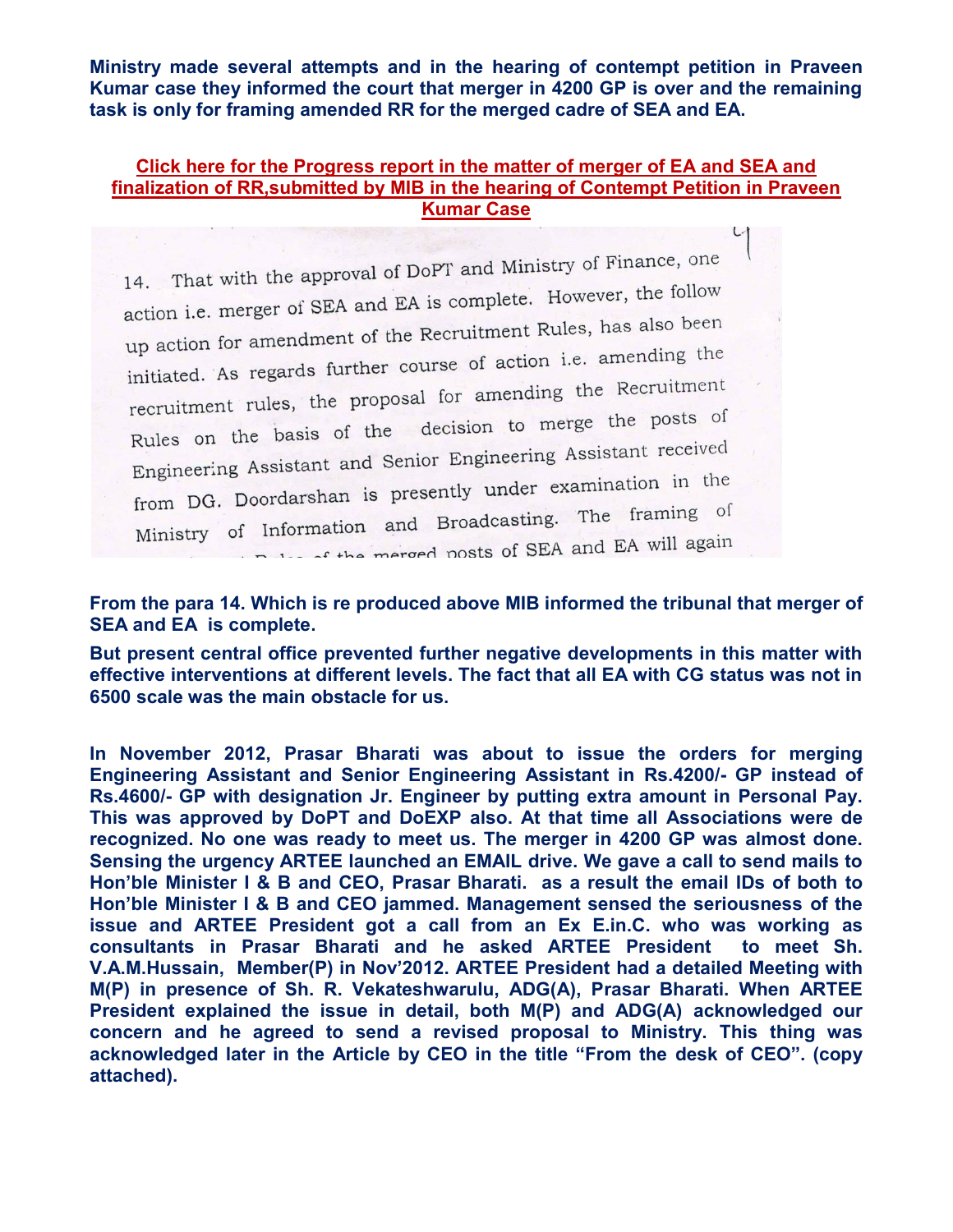**Ministry made several attempts and in the hearing of contempt petition in Praveen Kumar case they informed the court that merger in 4200 GP is over and the remaining task is only for framing amended RR for the merged cadre of SEA and EA.**

**Click here for the Progress report in the matter of merger of EA and SEA and finalization of RR,submitted by MIB in the hearing of Contempt Petition in Praveen Kumar Case**

14. That with the approval of DoPT and Ministry of Finance, one action i.e. merger of SEA and EA is complete. However, the follow up action for amendment of the Recruitment Rules, has also been initiated. As regards further course of action i.e. amending the recruitment rules, the proposal for amending the Recruitment Rules on the basis of the decision to merge the posts of Engineering Assistant and Senior Engineering Assistant received from DG. Doordarshan is presently under examination in the Ministry of Information and Broadcasting. The framing of ... Rules of the merged posts of SEA and EA will again

**From the para 14. Which is re produced above MIB informed the tribunal that merger of SEA and EA is complete.**

**But present central office prevented further negative developments in this matter with effective interventions at different levels. The fact that all EA with CG status was not in 6500 scale was the main obstacle for us.**

**In November 2012, Prasar Bharati was about to issue the orders for merging Engineering Assistant and Senior Engineering Assistant in Rs.4200/- GP instead of Rs.4600/- GP with designation Jr. Engineer by putting extra amount in Personal Pay. This was approved by DoPT and DoEXP also. At that time all Associations were de recognized. No one was ready to meet us. The merger in 4200 GP was almost done. Sensing the urgency ARTEE launched an EMAIL drive. We gave a call to send mails to Hon'ble Minister I & B and CEO, Prasar Bharati. as a result the email IDs of both to Hon'ble Minister I & B and CEO jammed. Management sensed the seriousness of the issue and ARTEE President got a call from an Ex E.in.C. who was working as consultants in Prasar Bharati and he asked ARTEE President to meet Sh. V.A.M.Hussain, Member(P) in Nov'2012. ARTEE President had a detailed Meeting with M(P) in presence of Sh. R. Vekateshwarulu, ADG(A), Prasar Bharati. When ARTEE President explained the issue in detail, both M(P) and ADG(A) acknowledged our concern and he agreed to send a revised proposal to Ministry. This thing was acknowledged later in the Article by CEO in the title "From the desk of CEO". (copy attached).**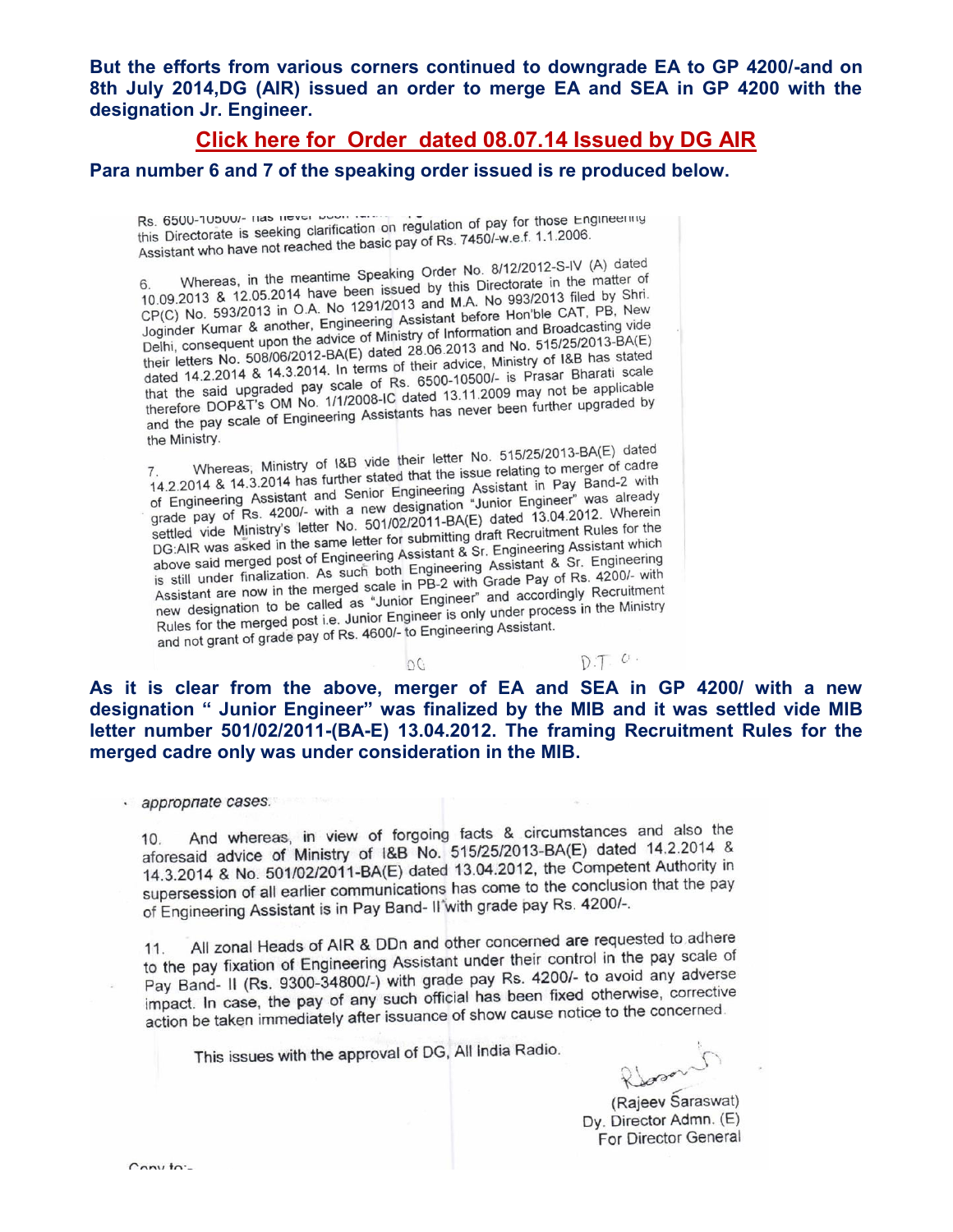**But the efforts from various corners continued to downgrade EA to GP 4200/-and on 8th July 2014,DG (AIR) issued an order to merge EA and SEA in GP 4200 with the designation Jr. Engineer.**

**Click here for Order dated 08.07.14 Issued by DG AIR**

**Para number 6 and 7 of the speaking order issued is re produced below.**

Rs. 6500-10500/- has never been ... this Directorate is seeking clarification on regulation of pay for those Engineering Assistant who have not reached the basic pay of Rs. 7450/-w.e.f. 1.1.2006.

6. Whereas, in the meantime Speaking Order No. 8/12/2012-S-IV (A) dated 10.09.2013 & 12.05.2014 have been issued by this Directorate in the matter of CP(C) No. 593/2013 in O.A. No 1291/2013 and M.A. No 993/2013 filed by Shri. Joginder Kumar & another, Engineering Assistant before Hon'ble CAT, PB, New Delhi, consequent upon the advice of Ministry of Information and Broadcasting vide their letters No. 508/06/2012-BA(E) dated 28.06.2013 and No. 515/25/2013-BA(E) dated 14.2.2014 & 14.3.2014. In terms of their advice, Ministry of I&B has stated that the said upgraded pay scale of Rs. 6500-10500/- is Prasar Bharati scale therefore DOP&T's OM No. 1/1/2008-IC dated 13.11.2009 may not be applicable and the pay scale of Engineering Assistants has never been further upgraded by the Ministry.

7. Whereas, Ministry of I&B vide their letter No. 515/25/2013-BA(E) dated 14.2.2014 & 14.3.2014 has further stated that the issue relating to merger of cadre of Engineering Assistant and Senior Engineering Assistant in Pay Band-2 with grade pay of Rs. 4200/- with a new designation "Junior Engineer" was already settled vide Ministry's letter No. 501/02/2011-BA(E) dated 13.04.2012. Wherein DG:AIR was asked in the same letter for submitting draft Recruitment Rules for the above said merged post of Engineering Assistant & Sr. Engineering Assistant which is still under finalization. As such both Engineering Assistant & Sr. Engineering Assistant are now in the merged scale in PB-2 with Grade Pay of Rs. 4200/- with new designation to be called as "Junior Engineer" and accordingly Recruitment Rules for the merged post i.e. Junior Engineer is only under process in the Ministry and not grant of grade pay of Rs. 4600/- to Engineering Assistant.

DG D.T. O.

**As it is clear from the above, merger of EA and SEA in GP 4200/ with a new designation " Junior Engineer" was finalized by the MIB and it was settled vide MIB letter number 501/02/2011-(BA-E) 13.04.2012. The framing Recruitment Rules for the merged cadre only was under consideration in the MIB.**

*appropriate cases.*

10. And whereas, in view of forgoing facts & circumstances and also the aforesaid advice of Ministry of I&B No. 515/25/2013-BA(E) dated 14.2.2014 & 14.3.2014 & No. 501/02/2011-BA(E) dated 13.04.2012, the Competent Authority in supersession of all earlier communications has come to the conclusion that the pay of Engineering Assistant is in Pay Band- II with grade pay Rs. 4200/-.

11. All zonal Heads of AIR & DDn and other concerned are requested to adhere to the pay fixation of Engineering Assistant under their control in the pay scale of Pay Band- II (Rs. 9300-34800/-) with grade pay Rs. 4200/- to avoid any adverse impact. In case, the pay of any such official has been fixed otherwise, corrective action be taken immediately after issuance of show cause notice to the concerned.

This issues with the approval of DG, All India Radio.

(Rajeev Saraswat)
Dy. Director Admn. (E)
For Director General

Copy to:-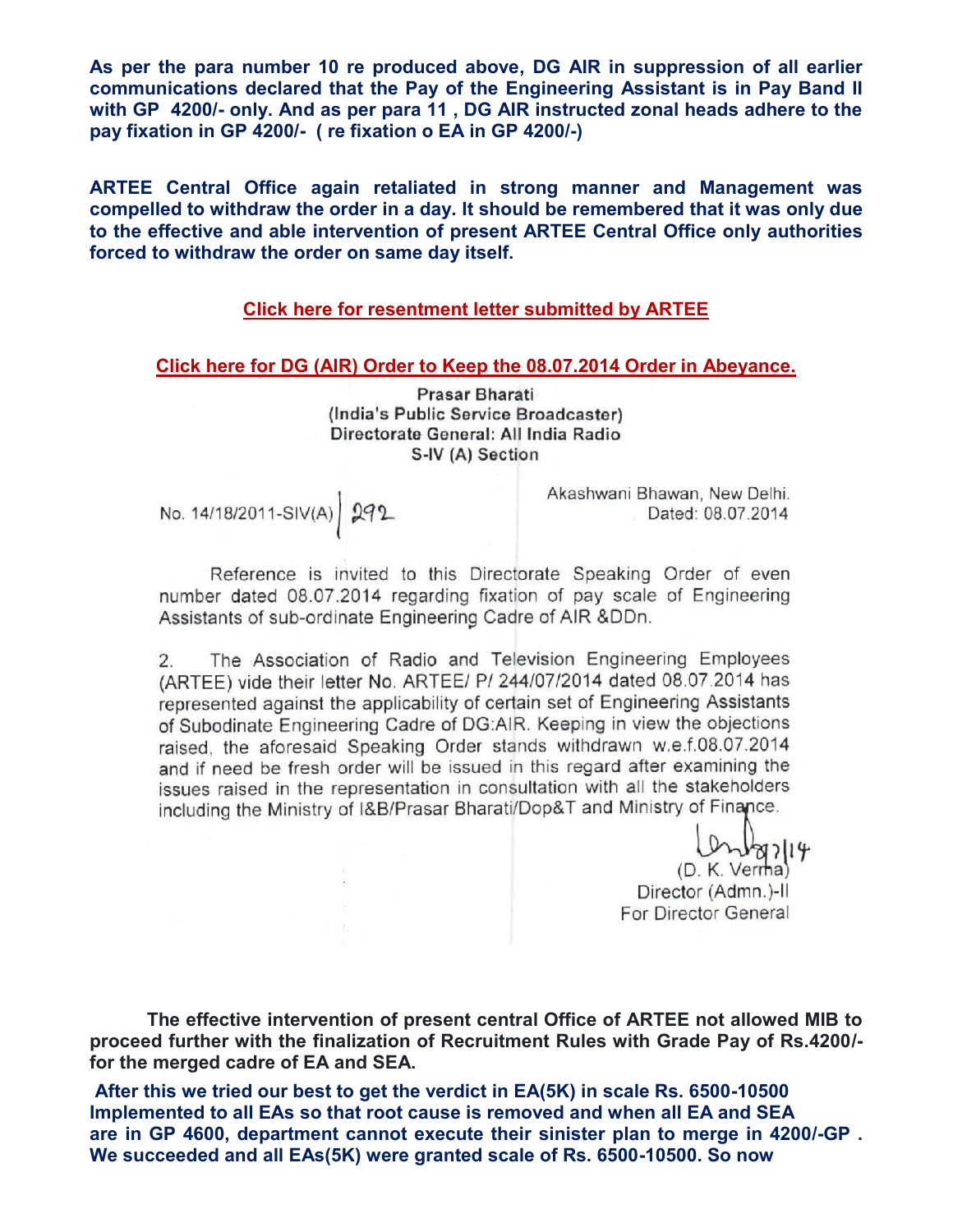**As per the para number 10 re produced above, DG AIR in suppression of all earlier communications declared that the Pay of the Engineering Assistant is in Pay Band II with GP 4200/- only. And as per para 11 , DG AIR instructed zonal heads adhere to the pay fixation in GP 4200/- ( re fixation o EA in GP 4200/-)**

**ARTEE Central Office again retaliated in strong manner and Management was compelled to withdraw the order in a day. It should be remembered that it was only due to the effective and able intervention of present ARTEE Central Office only authorities forced to withdraw the order on same day itself.**

**Click here for resentment letter submitted by ARTEE**

**Click here for DG (AIR) Order to Keep the 08.07.2014 Order in Abeyance.**

Prasar Bharati
(India's Public Service Broadcaster)
Directorate General: All India Radio
S-IV (A) Section

No. 14/18/2011-SIV(A) | 292

Akashwani Bhawan, New Delhi.
Dated: 08.07.2014

Reference is invited to this Directorate Speaking Order of even number dated 08.07.2014 regarding fixation of pay scale of Engineering Assistants of sub-ordinate Engineering Cadre of AIR &DDn.

2. The Association of Radio and Television Engineering Employees (ARTEE) vide their letter No. ARTEE/ P/ 244/07/2014 dated 08.07.2014 has represented against the applicability of certain set of Engineering Assistants of Subodinate Engineering Cadre of DG:AIR. Keeping in view the objections raised, the aforesaid Speaking Order stands withdrawn w.e.f.08.07.2014 and if need be fresh order will be issued in this regard after examining the issues raised in the representation in consultation with all the stakeholders including the Ministry of I&B/Prasar Bharati/Dop&T and Ministry of Finance.

8/7/14
(D. K. Verma)
Director (Admn.)-II
For Director General

**The effective intervention of present central Office of ARTEE not allowed MIB to proceed further with the finalization of Recruitment Rules with Grade Pay of Rs.4200/- for the merged cadre of EA and SEA.**

**After this we tried our best to get the verdict in EA(5K) in scale Rs. 6500-10500 Implemented to all EAs so that root cause is removed and when all EA and SEA are in GP 4600, department cannot execute their sinister plan to merge in 4200/-GP . We succeeded and all EAs(5K) were granted scale of Rs. 6500-10500. So now**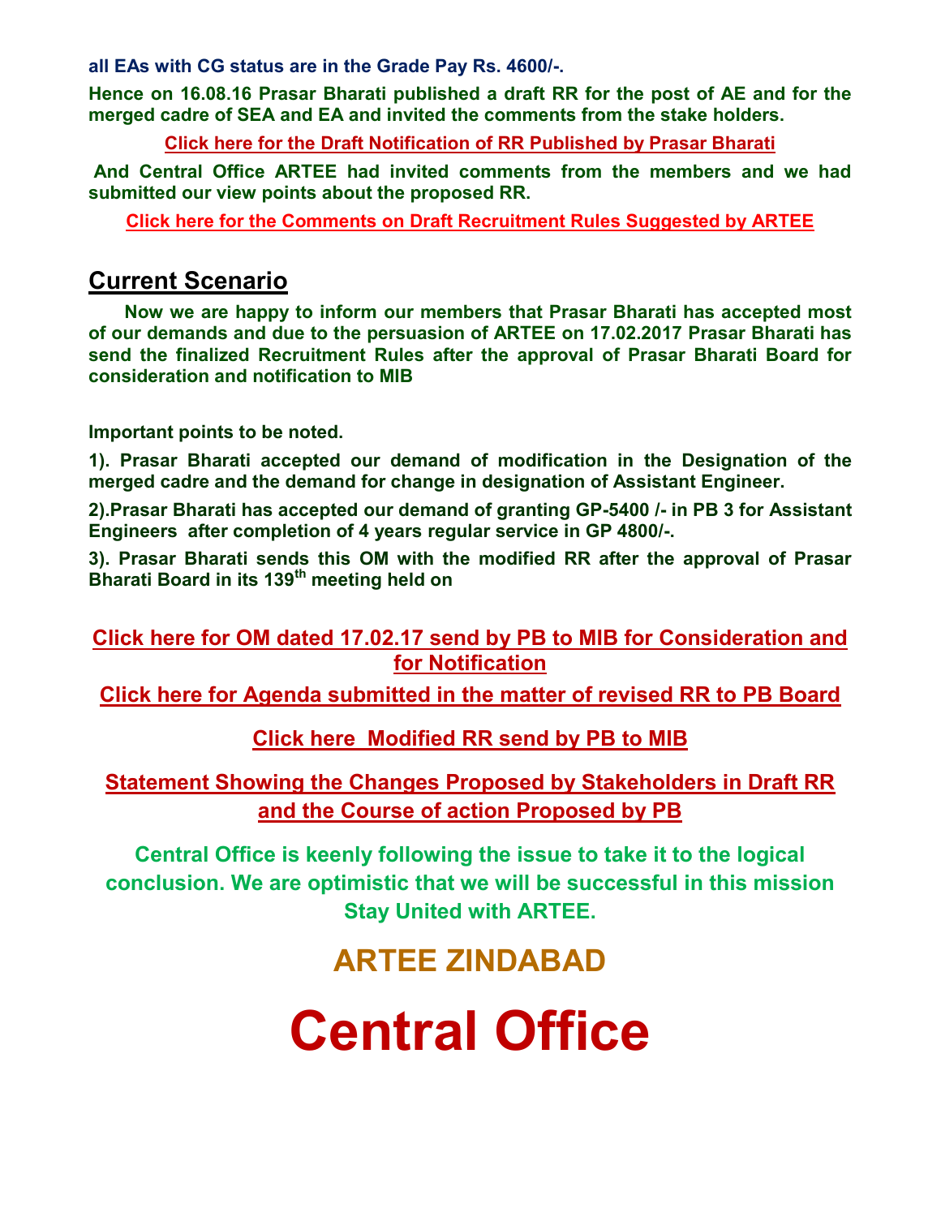**all EAs with CG status are in the Grade Pay Rs. 4600/-.**

**Hence on 16.08.16 Prasar Bharati published a draft RR for the post of AE and for the merged cadre of SEA and EA and invited the comments from the stake holders.**

**Click here for the Draft Notification of RR Published by Prasar Bharati**

**And Central Office ARTEE had invited comments from the members and we had submitted our view points about the proposed RR.**

**Click here for the Comments on Draft Recruitment Rules Suggested by ARTEE**

## Current Scenario

**Now we are happy to inform our members that Prasar Bharati has accepted most of our demands and due to the persuasion of ARTEE on 17.02.2017 Prasar Bharati has send the finalized Recruitment Rules after the approval of Prasar Bharati Board for consideration and notification to MIB**

**Important points to be noted.**

**1). Prasar Bharati accepted our demand of modification in the Designation of the merged cadre and the demand for change in designation of Assistant Engineer.**

**2).Prasar Bharati has accepted our demand of granting GP-5400 /- in PB 3 for Assistant Engineers after completion of 4 years regular service in GP 4800/-.**

**3). Prasar Bharati sends this OM with the modified RR after the approval of Prasar Bharati Board in its 139th meeting held on**

**Click here for OM dated 17.02.17 send by PB to MIB for Consideration and for Notification**

**Click here for Agenda submitted in the matter of revised RR to PB Board**

**Click here Modified RR send by PB to MIB**

**Statement Showing the Changes Proposed by Stakeholders in Draft RR and the Course of action Proposed by PB**

**Central Office is keenly following the issue to take it to the logical conclusion. We are optimistic that we will be successful in this mission Stay United with ARTEE.**

## ARTEE ZINDABAD

# Central Office